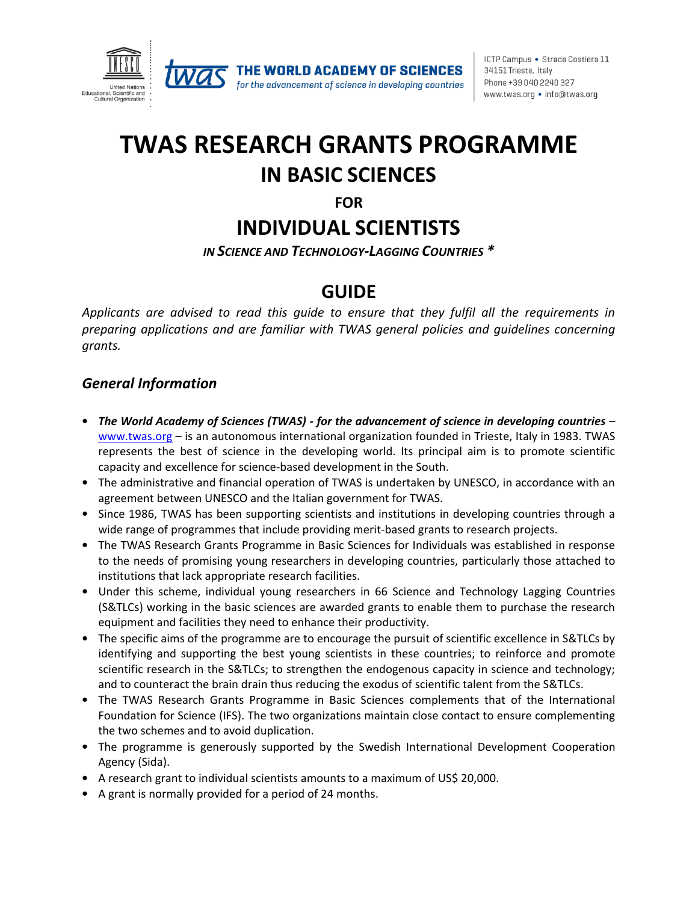# TWAS RESEARCH GRANTS PROGRAMME

## IN BASIC SCIENCES

**FOR**

## INDIVIDUAL SCIENTISTS

***IN SCIENCE AND TECHNOLOGY-LAGGING COUNTRIES \****

## GUIDE

*Applicants are advised to read this guide to ensure that they fulfil all the requirements in preparing applications and are familiar with TWAS general policies and guidelines concerning grants.*

### *General Information*

- ***The World Academy of Sciences (TWAS) - for the advancement of science in developing countries*** – www.twas.org – is an autonomous international organization founded in Trieste, Italy in 1983. TWAS represents the best of science in the developing world. Its principal aim is to promote scientific capacity and excellence for science-based development in the South.
- The administrative and financial operation of TWAS is undertaken by UNESCO, in accordance with an agreement between UNESCO and the Italian government for TWAS.
- Since 1986, TWAS has been supporting scientists and institutions in developing countries through a wide range of programmes that include providing merit-based grants to research projects.
- The TWAS Research Grants Programme in Basic Sciences for Individuals was established in response to the needs of promising young researchers in developing countries, particularly those attached to institutions that lack appropriate research facilities.
- Under this scheme, individual young researchers in 66 Science and Technology Lagging Countries (S&TLCs) working in the basic sciences are awarded grants to enable them to purchase the research equipment and facilities they need to enhance their productivity.
- The specific aims of the programme are to encourage the pursuit of scientific excellence in S&TLCs by identifying and supporting the best young scientists in these countries; to reinforce and promote scientific research in the S&TLCs; to strengthen the endogenous capacity in science and technology; and to counteract the brain drain thus reducing the exodus of scientific talent from the S&TLCs.
- The TWAS Research Grants Programme in Basic Sciences complements that of the International Foundation for Science (IFS). The two organizations maintain close contact to ensure complementing the two schemes and to avoid duplication.
- The programme is generously supported by the Swedish International Development Cooperation Agency (Sida).
- A research grant to individual scientists amounts to a maximum of US$ 20,000.
- A grant is normally provided for a period of 24 months.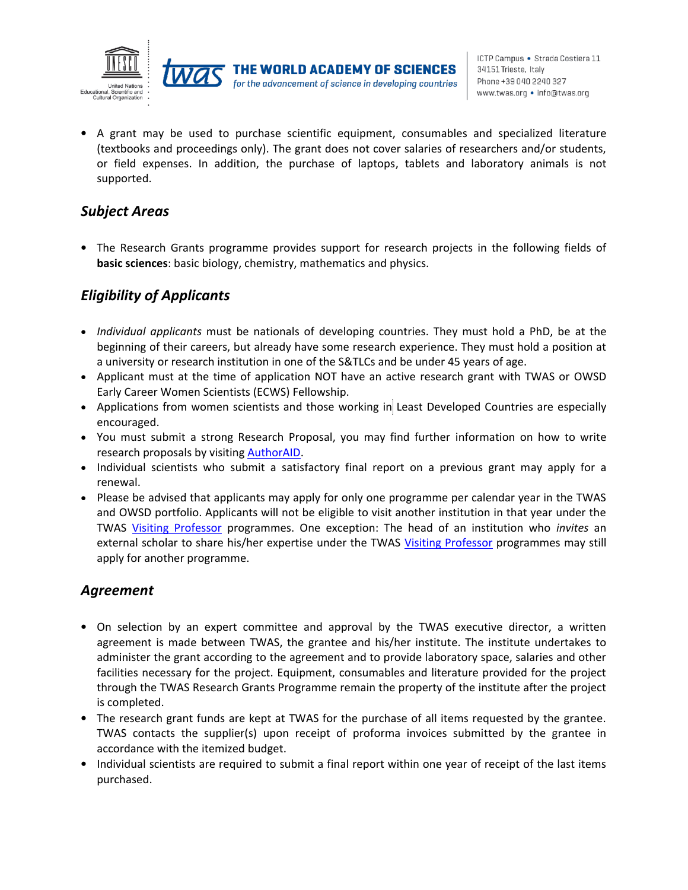- A grant may be used to purchase scientific equipment, consumables and specialized literature (textbooks and proceedings only). The grant does not cover salaries of researchers and/or students, or field expenses. In addition, the purchase of laptops, tablets and laboratory animals is not supported.

## *Subject Areas*

- The Research Grants programme provides support for research projects in the following fields of **basic sciences**: basic biology, chemistry, mathematics and physics.

## *Eligibility of Applicants*

- *Individual applicants* must be nationals of developing countries. They must hold a PhD, be at the beginning of their careers, but already have some research experience. They must hold a position at a university or research institution in one of the S&TLCs and be under 45 years of age.
- Applicant must at the time of application NOT have an active research grant with TWAS or OWSD Early Career Women Scientists (ECWS) Fellowship.
- Applications from women scientists and those working in Least Developed Countries are especially encouraged.
- You must submit a strong Research Proposal, you may find further information on how to write research proposals by visiting AuthorAID.
- Individual scientists who submit a satisfactory final report on a previous grant may apply for a renewal.
- Please be advised that applicants may apply for only one programme per calendar year in the TWAS and OWSD portfolio. Applicants will not be eligible to visit another institution in that year under the TWAS Visiting Professor programmes. One exception: The head of an institution who *invites* an external scholar to share his/her expertise under the TWAS Visiting Professor programmes may still apply for another programme.

## *Agreement*

- On selection by an expert committee and approval by the TWAS executive director, a written agreement is made between TWAS, the grantee and his/her institute. The institute undertakes to administer the grant according to the agreement and to provide laboratory space, salaries and other facilities necessary for the project. Equipment, consumables and literature provided for the project through the TWAS Research Grants Programme remain the property of the institute after the project is completed.
- The research grant funds are kept at TWAS for the purchase of all items requested by the grantee. TWAS contacts the supplier(s) upon receipt of proforma invoices submitted by the grantee in accordance with the itemized budget.
- Individual scientists are required to submit a final report within one year of receipt of the last items purchased.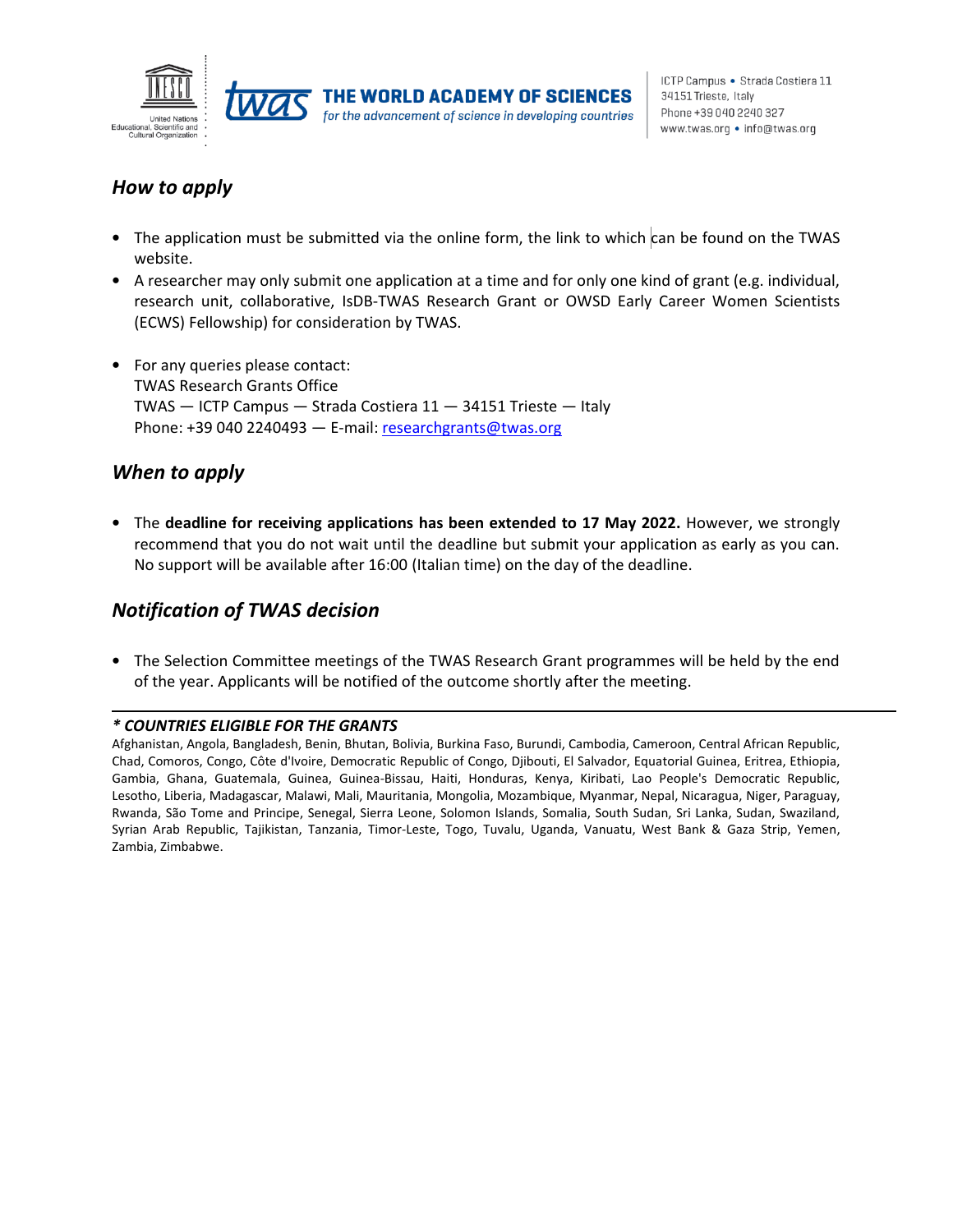## *How to apply*

- The application must be submitted via the online form, the link to which can be found on the TWAS website.
- A researcher may only submit one application at a time and for only one kind of grant (e.g. individual, research unit, collaborative, IsDB-TWAS Research Grant or OWSD Early Career Women Scientists (ECWS) Fellowship) for consideration by TWAS.

- For any queries please contact:
  TWAS Research Grants Office
  TWAS — ICTP Campus — Strada Costiera 11 — 34151 Trieste — Italy
  Phone: +39 040 2240493 — E-mail: researchgrants@twas.org

## *When to apply*

- The **deadline for receiving applications has been extended to 17 May 2022.** However, we strongly recommend that you do not wait until the deadline but submit your application as early as you can. No support will be available after 16:00 (Italian time) on the day of the deadline.

## *Notification of TWAS decision*

- The Selection Committee meetings of the TWAS Research Grant programmes will be held by the end of the year. Applicants will be notified of the outcome shortly after the meeting.

---

***\* COUNTRIES ELIGIBLE FOR THE GRANTS***

Afghanistan, Angola, Bangladesh, Benin, Bhutan, Bolivia, Burkina Faso, Burundi, Cambodia, Cameroon, Central African Republic, Chad, Comoros, Congo, Côte d'Ivoire, Democratic Republic of Congo, Djibouti, El Salvador, Equatorial Guinea, Eritrea, Ethiopia, Gambia, Ghana, Guatemala, Guinea, Guinea-Bissau, Haiti, Honduras, Kenya, Kiribati, Lao People's Democratic Republic, Lesotho, Liberia, Madagascar, Malawi, Mali, Mauritania, Mongolia, Mozambique, Myanmar, Nepal, Nicaragua, Niger, Paraguay, Rwanda, São Tome and Principe, Senegal, Sierra Leone, Solomon Islands, Somalia, South Sudan, Sri Lanka, Sudan, Swaziland, Syrian Arab Republic, Tajikistan, Tanzania, Timor-Leste, Togo, Tuvalu, Uganda, Vanuatu, West Bank & Gaza Strip, Yemen, Zambia, Zimbabwe.